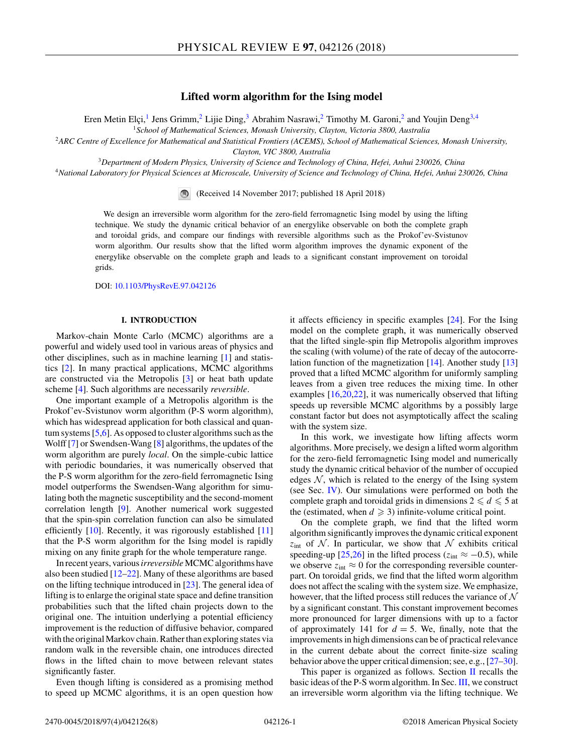# Lifted worm algorithm for the Ising model

Eren Metin Elçi,[1] Jens Grimm,[2] Lijie Ding,[3] Abrahim Nasrawi,[2] Timothy M. Garoni,[2] and Youjin Deng[3,4]

[1] *School of Mathematical Sciences, Monash University, Clayton, Victoria 3800, Australia*

[2] *ARC Centre of Excellence for Mathematical and Statistical Frontiers (ACEMS), School of Mathematical Sciences, Monash University, Clayton, VIC 3800, Australia*

[3] *Department of Modern Physics, University of Science and Technology of China, Hefei, Anhui 230026, China*

[4] *National Laboratory for Physical Sciences at Microscale, University of Science and Technology of China, Hefei, Anhui 230026, China*

(Received 14 November 2017; published 18 April 2018)

We design an irreversible worm algorithm for the zero-field ferromagnetic Ising model by using the lifting technique. We study the dynamic critical behavior of an energylike observable on both the complete graph and toroidal grids, and compare our findings with reversible algorithms such as the Prokof'ev-Svistunov worm algorithm. Our results show that the lifted worm algorithm improves the dynamic exponent of the energylike observable on the complete graph and leads to a significant constant improvement on toroidal grids.

DOI: 10.1103/PhysRevE.97.042126

## I. INTRODUCTION

Markov-chain Monte Carlo (MCMC) algorithms are a powerful and widely used tool in various areas of physics and other disciplines, such as in machine learning [1] and statistics [2]. In many practical applications, MCMC algorithms are constructed via the Metropolis [3] or heat bath update scheme [4]. Such algorithms are necessarily *reversible*.

One important example of a Metropolis algorithm is the Prokof'ev-Svistunov worm algorithm (P-S worm algorithm), which has widespread application for both classical and quantum systems [5,6]. As opposed to cluster algorithms such as the Wolff [7] or Swendsen-Wang [8] algorithms, the updates of the worm algorithm are purely *local*. On the simple-cubic lattice with periodic boundaries, it was numerically observed that the P-S worm algorithm for the zero-field ferromagnetic Ising model outperforms the Swendsen-Wang algorithm for simulating both the magnetic susceptibility and the second-moment correlation length [9]. Another numerical work suggested that the spin-spin correlation function can also be simulated efficiently [10]. Recently, it was rigorously established [11] that the P-S worm algorithm for the Ising model is rapidly mixing on any finite graph for the whole temperature range.

In recent years, various *irreversible* MCMC algorithms have also been studied [12–22]. Many of these algorithms are based on the lifting technique introduced in [23]. The general idea of lifting is to enlarge the original state space and define transition probabilities such that the lifted chain projects down to the original one. The intuition underlying a potential efficiency improvement is the reduction of diffusive behavior, compared with the original Markov chain. Rather than exploring states via random walk in the reversible chain, one introduces directed flows in the lifted chain to move between relevant states significantly faster.

Even though lifting is considered as a promising method to speed up MCMC algorithms, it is an open question how it affects efficiency in specific examples [24]. For the Ising model on the complete graph, it was numerically observed that the lifted single-spin flip Metropolis algorithm improves the scaling (with volume) of the rate of decay of the autocorrelation function of the magnetization [14]. Another study [13] proved that a lifted MCMC algorithm for uniformly sampling leaves from a given tree reduces the mixing time. In other examples [16,20,22], it was numerically observed that lifting speeds up reversible MCMC algorithms by a possibly large constant factor but does not asymptotically affect the scaling with the system size.

In this work, we investigate how lifting affects worm algorithms. More precisely, we design a lifted worm algorithm for the zero-field ferromagnetic Ising model and numerically study the dynamic critical behavior of the number of occupied edges $\mathcal{N}$, which is related to the energy of the Ising system (see Sec. IV). Our simulations were performed on both the complete graph and toroidal grids in dimensions $2 \leqslant d \leqslant 5$ at the (estimated, when $d \geqslant 3$) infinite-volume critical point.

On the complete graph, we find that the lifted worm algorithm significantly improves the dynamic critical exponent $z_{\text{int}}$ of $\mathcal{N}$. In particular, we show that $\mathcal{N}$ exhibits critical speeding-up [25,26] in the lifted process ($z_{\text{int}} \approx -0.5$), while we observe $z_{\text{int}} \approx 0$ for the corresponding reversible counterpart. On toroidal grids, we find that the lifted worm algorithm does not affect the scaling with the system size. We emphasize, however, that the lifted process still reduces the variance of $\mathcal{N}$ by a significant constant. This constant improvement becomes more pronounced for larger dimensions with up to a factor of approximately 141 for $d = 5$. We, finally, note that the improvements in high dimensions can be of practical relevance in the current debate about the correct finite-size scaling behavior above the upper critical dimension; see, e.g., [27–30].

This paper is organized as follows. Section II recalls the basic ideas of the P-S worm algorithm. In Sec. III, we construct an irreversible worm algorithm via the lifting technique. We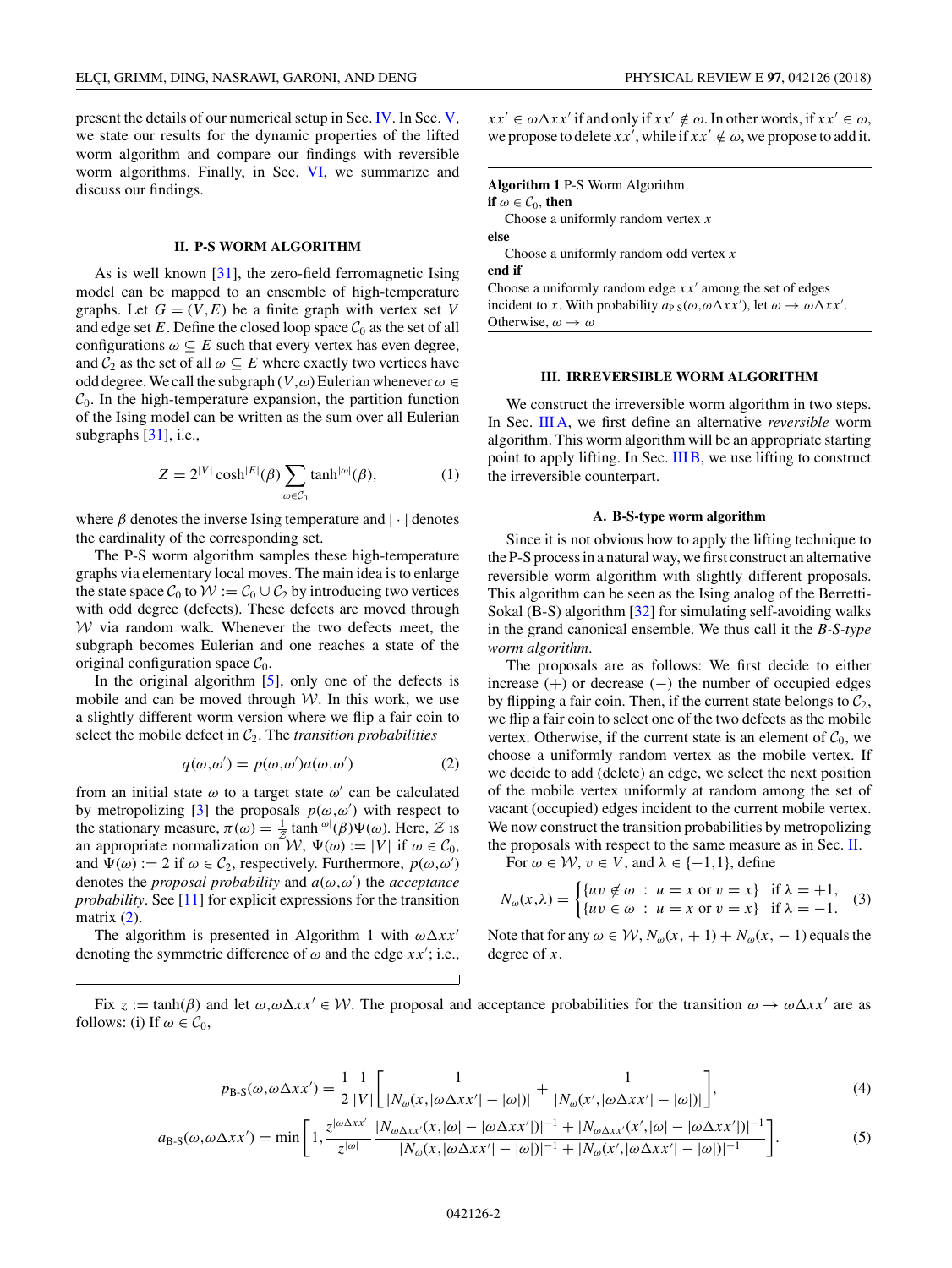present the details of our numerical setup in Sec. IV. In Sec. V, we state our results for the dynamic properties of the lifted worm algorithm and compare our findings with reversible worm algorithms. Finally, in Sec. VI, we summarize and discuss our findings.

## II. P-S WORM ALGORITHM

As is well known [31], the zero-field ferromagnetic Ising model can be mapped to an ensemble of high-temperature graphs. Let $G = (V,E)$ be a finite graph with vertex set $V$ and edge set $E$. Define the closed loop space $\mathcal{C}_0$ as the set of all configurations $\omega \subseteq E$ such that every vertex has even degree, and $\mathcal{C}_2$ as the set of all $\omega \subseteq E$ where exactly two vertices have odd degree. We call the subgraph $(V,\omega)$ Eulerian whenever $\omega \in \mathcal{C}_0$. In the high-temperature expansion, the partition function of the Ising model can be written as the sum over all Eulerian subgraphs [31], i.e.,

$$Z = 2^{|V|}\cosh^{|E|}(\beta)\sum_{\omega\in\mathcal{C}_0}\tanh^{|\omega|}(\beta), \tag{1}$$

where $\beta$ denotes the inverse Ising temperature and $|\cdot|$ denotes the cardinality of the corresponding set.

The P-S worm algorithm samples these high-temperature graphs via elementary local moves. The main idea is to enlarge the state space $\mathcal{C}_0$ to $\mathcal{W} := \mathcal{C}_0 \cup \mathcal{C}_2$ by introducing two vertices with odd degree (defects). These defects are moved through $\mathcal{W}$ via random walk. Whenever the two defects meet, the subgraph becomes Eulerian and one reaches a state of the original configuration space $\mathcal{C}_0$.

In the original algorithm [5], only one of the defects is mobile and can be moved through $\mathcal{W}$. In this work, we use a slightly different worm version where we flip a fair coin to select the mobile defect in $\mathcal{C}_2$. The *transition probabilities*

$$q(\omega,\omega') = p(\omega,\omega')a(\omega,\omega') \tag{2}$$

from an initial state $\omega$ to a target state $\omega'$ can be calculated by metropolizing [3] the proposals $p(\omega,\omega')$ with respect to the stationary measure, $\pi(\omega) = \frac{1}{\mathcal{Z}}\tanh^{|\omega|}(\beta)\Psi(\omega)$. Here, $\mathcal{Z}$ is an appropriate normalization on $\mathcal{W}$, $\Psi(\omega) := |V|$ if $\omega \in \mathcal{C}_0$, and $\Psi(\omega) := 2$ if $\omega \in \mathcal{C}_2$, respectively. Furthermore, $p(\omega,\omega')$ denotes the *proposal probability* and $a(\omega,\omega')$ the *acceptance probability*. See [11] for explicit expressions for the transition matrix (2).

The algorithm is presented in Algorithm 1 with $\omega\Delta xx'$ denoting the symmetric difference of $\omega$ and the edge $xx'$; i.e., $xx' \in \omega\Delta xx'$ if and only if $xx' \notin \omega$. In other words, if $xx' \in \omega$, we propose to delete $xx'$, while if $xx' \notin \omega$, we propose to add it.

**Algorithm 1** P-S Worm Algorithm

```
if ω ∈ C_0, then
    Choose a uniformly random vertex x
else
    Choose a uniformly random odd vertex x
end if
Choose a uniformly random edge xx' among the set of edges
incident to x. With probability a_P-S(ω,ωΔxx'), let ω → ωΔxx'.
Otherwise, ω → ω
```

## III. IRREVERSIBLE WORM ALGORITHM

We construct the irreversible worm algorithm in two steps. In Sec. III A, we first define an alternative *reversible* worm algorithm. This worm algorithm will be an appropriate starting point to apply lifting. In Sec. III B, we use lifting to construct the irreversible counterpart.

### A. B-S-type worm algorithm

Since it is not obvious how to apply the lifting technique to the P-S process in a natural way, we first construct an alternative reversible worm algorithm with slightly different proposals. This algorithm can be seen as the Ising analog of the Berretti-Sokal (B-S) algorithm [32] for simulating self-avoiding walks in the grand canonical ensemble. We thus call it the *B-S-type worm algorithm*.

The proposals are as follows: We first decide to either increase (+) or decrease (−) the number of occupied edges by flipping a fair coin. Then, if the current state belongs to $\mathcal{C}_2$, we flip a fair coin to select one of the two defects as the mobile vertex. Otherwise, if the current state is an element of $\mathcal{C}_0$, we choose a uniformly random vertex as the mobile vertex. If we decide to add (delete) an edge, we select the next position of the mobile vertex uniformly at random among the set of vacant (occupied) edges incident to the current mobile vertex. We now construct the transition probabilities by metropolizing the proposals with respect to the same measure as in Sec. II.

For $\omega \in \mathcal{W}$, $v \in V$, and $\lambda \in \{-1,1\}$, define

$$N_\omega(x,\lambda) = \begin{cases}\{uv \notin \omega \ : \ u = x \text{ or } v = x\} & \text{if } \lambda = +1,\\ \{uv \in \omega \ : \ u = x \text{ or } v = x\} & \text{if } \lambda = -1.\end{cases} \tag{3}$$

Note that for any $\omega \in \mathcal{W}$, $N_\omega(x,+1) + N_\omega(x,-1)$ equals the degree of $x$.

Fix $z := \tanh(\beta)$ and let $\omega,\omega\Delta xx' \in \mathcal{W}$. The proposal and acceptance probabilities for the transition $\omega \to \omega\Delta xx'$ are as follows: (i) If $\omega \in \mathcal{C}_0$,

$$p_{\text{B-S}}(\omega,\omega\Delta xx') = \frac{1}{2}\frac{1}{|V|}\left[\frac{1}{|N_\omega(x,|\omega\Delta xx'| - |\omega|)|} + \frac{1}{|N_\omega(x',|\omega\Delta xx'| - |\omega|)|}\right], \tag{4}$$

$$a_{\text{B-S}}(\omega,\omega\Delta xx') = \min\left[1, \frac{z^{|\omega\Delta xx'|}}{z^{|\omega|}}\frac{|N_{\omega\Delta xx'}(x,|\omega| - |\omega\Delta xx'|)|^{-1} + |N_{\omega\Delta xx'}(x',|\omega| - |\omega\Delta xx'|)|^{-1}}{|N_\omega(x,|\omega\Delta xx'| - |\omega|)|^{-1} + |N_\omega(x',|\omega\Delta xx'| - |\omega|)|^{-1}}\right]. \tag{5}$$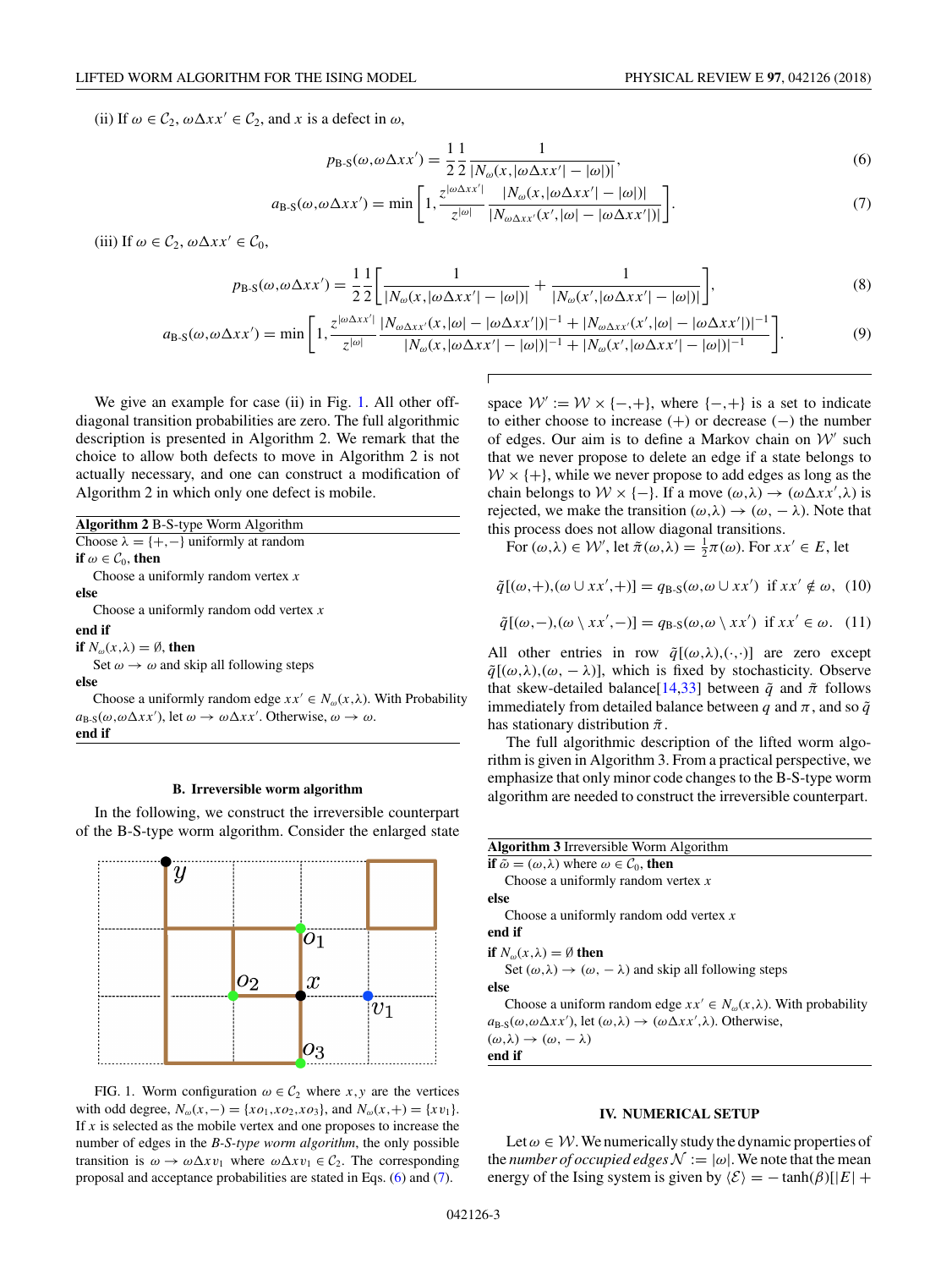(ii) If $\omega \in \mathcal{C}_2$, $\omega\Delta xx' \in \mathcal{C}_2$, and $x$ is a defect in $\omega$,

$$p_{\text{B-S}}(\omega,\omega\Delta xx') = \frac{1}{2}\frac{1}{2}\frac{1}{|N_\omega(x,|\omega\Delta xx'|-|\omega|)|}, \tag{6}$$

$$a_{\text{B-S}}(\omega,\omega\Delta xx') = \min\left[1, \frac{z^{|\omega\Delta xx'|}}{z^{|\omega|}}\frac{|N_\omega(x,|\omega\Delta xx'|-|\omega|)|}{|N_{\omega\Delta xx'}(x',|\omega|-|\omega\Delta xx'|)|}\right]. \tag{7}$$

(iii) If $\omega \in \mathcal{C}_2$, $\omega\Delta xx' \in \mathcal{C}_0$,

$$p_{\text{B-S}}(\omega,\omega\Delta xx') = \frac{1}{2}\frac{1}{2}\left[\frac{1}{|N_\omega(x,|\omega\Delta xx'|-|\omega|)|} + \frac{1}{|N_\omega(x',|\omega\Delta xx'|-|\omega|)|}\right], \tag{8}$$

$$a_{\text{B-S}}(\omega,\omega\Delta xx') = \min\left[1, \frac{z^{|\omega\Delta xx'|}}{z^{|\omega|}}\frac{|N_{\omega\Delta xx'}(x,|\omega|-|\omega\Delta xx'|)|^{-1} + |N_{\omega\Delta xx'}(x',|\omega|-|\omega\Delta xx'|)|^{-1}}{|N_\omega(x,|\omega\Delta xx'|-|\omega|)|^{-1} + |N_\omega(x',|\omega\Delta xx'|-|\omega|)|^{-1}}\right]. \tag{9}$$

We give an example for case (ii) in Fig. 1. All other off-diagonal transition probabilities are zero. The full algorithmic description is presented in Algorithm 2. We remark that the choice to allow both defects to move in Algorithm 2 is not actually necessary, and one can construct a modification of Algorithm 2 in which only one defect is mobile.

**Algorithm 2** B-S-type Worm Algorithm

```
Choose λ = {+,−} uniformly at random
if ω ∈ C_0, then
    Choose a uniformly random vertex x
else
    Choose a uniformly random odd vertex x
end if
if N_ω(x,λ) = ∅, then
    Set ω → ω and skip all following steps
else
    Choose a uniformly random edge xx' ∈ N_ω(x,λ). With Probability
    a_B-S(ω,ωΔxx'), let ω → ωΔxx'. Otherwise, ω → ω.
end if
```

### B. Irreversible worm algorithm

In the following, we construct the irreversible counterpart of the B-S-type worm algorithm. Consider the enlarged state space $\mathcal{W}' := \mathcal{W} \times \{-,+\}$, where $\{-,+\}$ is a set to indicate to either choose to increase (+) or decrease (−) the number of edges. Our aim is to define a Markov chain on $\mathcal{W}'$ such that we never propose to delete an edge if a state belongs to $\mathcal{W} \times \{+\}$, while we never propose to add edges as long as the chain belongs to $\mathcal{W} \times \{-\}$. If a move $(\omega,\lambda) \to (\omega\Delta xx',\lambda)$ is rejected, we make the transition $(\omega,\lambda) \to (\omega,-\lambda)$. Note that this process does not allow diagonal transitions.

For $(\omega,\lambda) \in \mathcal{W}'$, let $\tilde{\pi}(\omega,\lambda) = \frac{1}{2}\pi(\omega)$. For $xx' \in E$, let

$$\tilde{q}[(\omega,+),(\omega \cup xx',+)] = q_{\text{B-S}}(\omega,\omega \cup xx') \text{ if } xx' \notin \omega, \tag{10}$$

$$\tilde{q}[(\omega,-),(\omega \setminus xx',-)] = q_{\text{B-S}}(\omega,\omega \setminus xx') \text{ if } xx' \in \omega. \tag{11}$$

All other entries in row $\tilde{q}[(\omega,\lambda),(\cdot,\cdot)]$ are zero except $\tilde{q}[(\omega,\lambda),(\omega,-\lambda)]$, which is fixed by stochasticity. Observe that skew-detailed balance[14,33] between $\tilde{q}$ and $\tilde{\pi}$ follows immediately from detailed balance between $q$ and $\pi$, and so $\tilde{q}$ has stationary distribution $\tilde{\pi}$.

The full algorithmic description of the lifted worm algorithm is given in Algorithm 3. From a practical perspective, we emphasize that only minor code changes to the B-S-type worm algorithm are needed to construct the irreversible counterpart.

**Algorithm 3** Irreversible Worm Algorithm

```
if ω̃ = (ω,λ) where ω ∈ C_0, then
    Choose a uniformly random vertex x
else
    Choose a uniformly random odd vertex x
end if
if N_ω(x,λ) = ∅ then
    Set (ω,λ) → (ω, −λ) and skip all following steps
else
    Choose a uniform random edge xx' ∈ N_ω(x,λ). With probability
    a_B-S(ω,ωΔxx'), let (ω,λ) → (ωΔxx',λ). Otherwise,
    (ω,λ) → (ω, −λ)
end if
```

FIG. 1. Worm configuration $\omega \in \mathcal{C}_2$ where $x,y$ are the vertices with odd degree, $N_\omega(x,-) = \{xo_1,xo_2,xo_3\}$, and $N_\omega(x,+) = \{xv_1\}$. If $x$ is selected as the mobile vertex and one proposes to increase the number of edges in the *B-S-type worm algorithm*, the only possible transition is $\omega \to \omega\Delta xv_1$ where $\omega\Delta xv_1 \in \mathcal{C}_2$. The corresponding proposal and acceptance probabilities are stated in Eqs. (6) and (7).

## IV. NUMERICAL SETUP

Let $\omega \in \mathcal{W}$. We numerically study the dynamic properties of the *number of occupied edges* $\mathcal{N} := |\omega|$. We note that the mean energy of the Ising system is given by $\langle \mathcal{E} \rangle = -\tanh(\beta)[|E| +$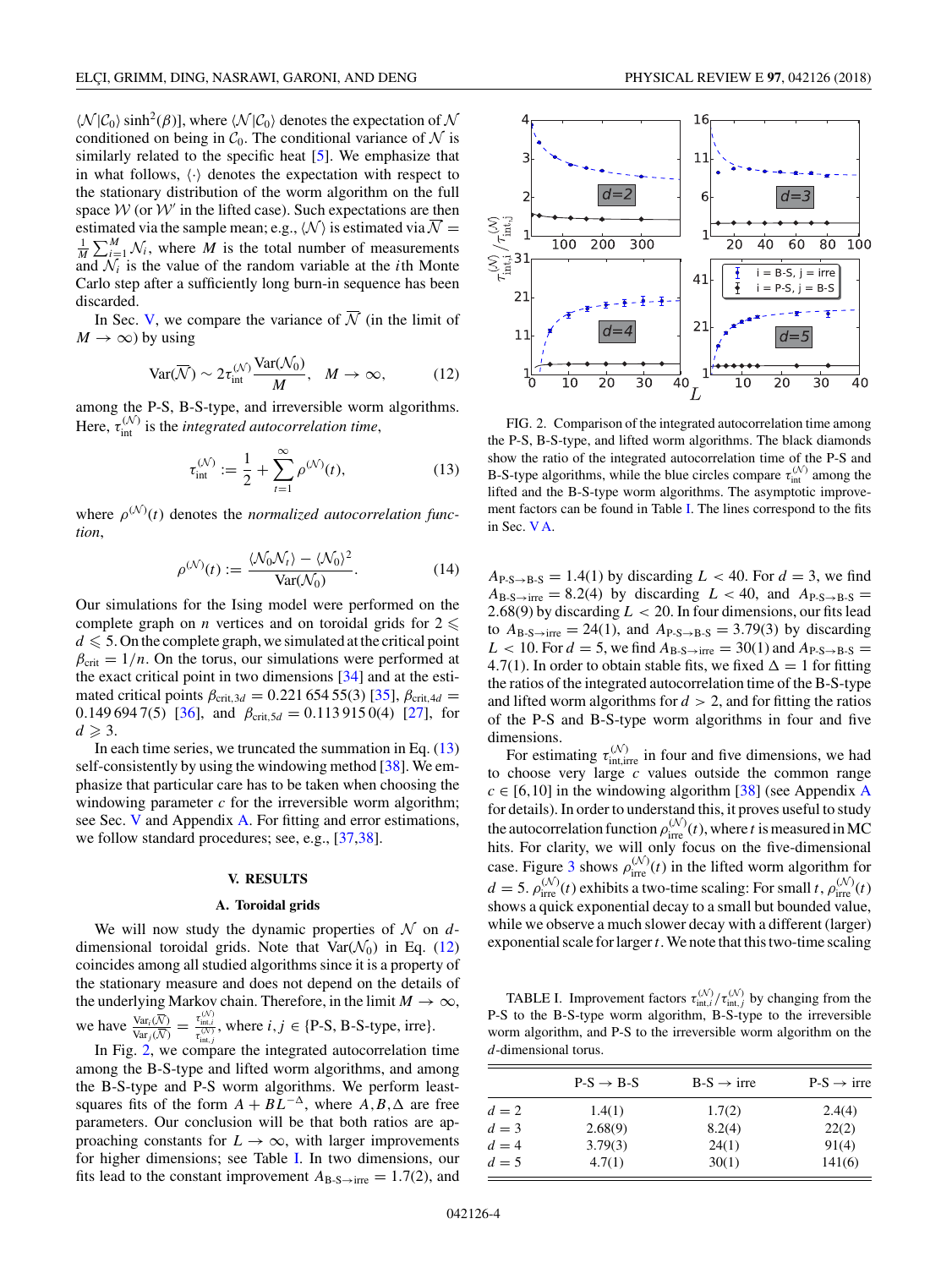$\langle \mathcal{N}|\mathcal{C}_0\rangle \sinh^2(\beta)]$, where $\langle \mathcal{N}|\mathcal{C}_0\rangle$ denotes the expectation of $\mathcal{N}$ conditioned on being in $\mathcal{C}_0$. The conditional variance of $\mathcal{N}$ is similarly related to the specific heat [5]. We emphasize that in what follows, $\langle\cdot\rangle$ denotes the expectation with respect to the stationary distribution of the worm algorithm on the full space $\mathcal{W}$ (or $\mathcal{W}'$ in the lifted case). Such expectations are then estimated via the sample mean; e.g., $\langle\mathcal{N}\rangle$ is estimated via $\overline{\mathcal{N}} = \frac{1}{M}\sum_{i=1}^{M}\mathcal{N}_i$, where $M$ is the total number of measurements and $\mathcal{N}_i$ is the value of the random variable at the $i$th Monte Carlo step after a sufficiently long burn-in sequence has been discarded.

In Sec. V, we compare the variance of $\overline{\mathcal{N}}$ (in the limit of $M\to\infty$) by using

$$\mathrm{Var}(\overline{\mathcal{N}}) \sim 2\tau_{\mathrm{int}}^{(\mathcal{N})}\frac{\mathrm{Var}(\mathcal{N}_0)}{M}, \quad M\to\infty, \tag{12}$$

among the P-S, B-S-type, and irreversible worm algorithms. Here, $\tau_{\mathrm{int}}^{(\mathcal{N})}$ is the *integrated autocorrelation time*,

$$\tau_{\mathrm{int}}^{(\mathcal{N})} := \frac{1}{2} + \sum_{t=1}^{\infty}\rho^{(\mathcal{N})}(t), \tag{13}$$

where $\rho^{(\mathcal{N})}(t)$ denotes the *normalized autocorrelation function*,

$$\rho^{(\mathcal{N})}(t) := \frac{\langle\mathcal{N}_0\mathcal{N}_t\rangle - \langle\mathcal{N}_0\rangle^2}{\mathrm{Var}(\mathcal{N}_0)}. \tag{14}$$

Our simulations for the Ising model were performed on the complete graph on $n$ vertices and on toroidal grids for $2\leqslant d\leqslant 5$. On the complete graph, we simulated at the critical point $\beta_{\mathrm{crit}} = 1/n$. On the torus, our simulations were performed at the exact critical point in two dimensions [34] and at the estimated critical points $\beta_{\mathrm{crit},3d} = 0.221\,654\,55(3)$ [35], $\beta_{\mathrm{crit},4d} = 0.149\,694\,7(5)$ [36], and $\beta_{\mathrm{crit},5d} = 0.113\,915\,0(4)$ [27], for $d\geqslant 3$.

In each time series, we truncated the summation in Eq. (13) self-consistently by using the windowing method [38]. We emphasize that particular care has to be taken when choosing the windowing parameter $c$ for the irreversible worm algorithm; see Sec. V and Appendix A. For fitting and error estimations, we follow standard procedures; see, e.g., [37,38].

## V. RESULTS

### A. Toroidal grids

We will now study the dynamic properties of $\mathcal{N}$ on $d$-dimensional toroidal grids. Note that $\mathrm{Var}(\mathcal{N}_0)$ in Eq. (12) coincides among all studied algorithms since it is a property of the stationary measure and does not depend on the details of the underlying Markov chain. Therefore, in the limit $M\to\infty$, we have $\frac{\mathrm{Var}_i(\overline{\mathcal{N}})}{\mathrm{Var}_j(\overline{\mathcal{N}})} = \frac{\tau_{\mathrm{int},i}^{(\mathcal{N})}}{\tau_{\mathrm{int},j}^{(\mathcal{N})}}$, where $i,j\in\{$P-S, B-S-type, irre$\}$.

In Fig. 2, we compare the integrated autocorrelation time among the B-S-type and lifted worm algorithms, and among the B-S-type and P-S worm algorithms. We perform least-squares fits of the form $A + BL^{-\Delta}$, where $A, B, \Delta$ are free parameters. Our conclusion will be that both ratios are approaching constants for $L\to\infty$, with larger improvements for higher dimensions; see Table I. In two dimensions, our fits lead to the constant improvement $A_{\text{B-S}\to\text{irre}} = 1.7(2)$, and $A_{\text{P-S}\to\text{B-S}} = 1.4(1)$ by discarding $L < 40$. For $d = 3$, we find $A_{\text{B-S}\to\text{irre}} = 8.2(4)$ by discarding $L < 40$, and $A_{\text{P-S}\to\text{B-S}} = 2.68(9)$ by discarding $L < 20$. In four dimensions, our fits lead to $A_{\text{B-S}\to\text{irre}} = 24(1)$, and $A_{\text{P-S}\to\text{B-S}} = 3.79(3)$ by discarding $L < 10$. For $d = 5$, we find $A_{\text{B-S}\to\text{irre}} = 30(1)$ and $A_{\text{P-S}\to\text{B-S}} = 4.7(1)$. In order to obtain stable fits, we fixed $\Delta = 1$ for fitting the ratios of the integrated autocorrelation time of the B-S-type and lifted worm algorithms for $d > 2$, and for fitting the ratios of the P-S and B-S-type worm algorithms in four and five dimensions.

FIG. 2. Comparison of the integrated autocorrelation time among the P-S, B-S-type, and lifted worm algorithms. The black diamonds show the ratio of the integrated autocorrelation time of the P-S and B-S-type algorithms, while the blue circles compare $\tau_{\mathrm{int}}^{(\mathcal{N})}$ among the lifted and the B-S-type worm algorithms. The asymptotic improvement factors can be found in Table I. The lines correspond to the fits in Sec. V A.

For estimating $\tau_{\mathrm{int,irre}}^{(\mathcal{N})}$ in four and five dimensions, we had to choose very large $c$ values outside the common range $c\in[6,10]$ in the windowing algorithm [38] (see Appendix A for details). In order to understand this, it proves useful to study the autocorrelation function $\rho_{\mathrm{irre}}^{(\mathcal{N})}(t)$, where $t$ is measured in MC hits. For clarity, we will only focus on the five-dimensional case. Figure 3 shows $\rho_{\mathrm{irre}}^{(\mathcal{N})}(t)$ in the lifted worm algorithm for $d = 5$. $\rho_{\mathrm{irre}}^{(\mathcal{N})}(t)$ exhibits a two-time scaling: For small $t$, $\rho_{\mathrm{irre}}^{(\mathcal{N})}(t)$ shows a quick exponential decay to a small but bounded value, while we observe a much slower decay with a different (larger) exponential scale for larger $t$. We note that this two-time scaling

TABLE I. Improvement factors $\tau_{\mathrm{int},i}^{(\mathcal{N})}/\tau_{\mathrm{int},j}^{(\mathcal{N})}$ by changing from the P-S to the B-S-type worm algorithm, B-S-type to the irreversible worm algorithm, and P-S to the irreversible worm algorithm on the $d$-dimensional torus.

| | P-S → B-S | B-S → irre | P-S → irre |
|---|---|---|---|
| $d = 2$ | 1.4(1) | 1.7(2) | 2.4(4) |
| $d = 3$ | 2.68(9) | 8.2(4) | 22(2) |
| $d = 4$ | 3.79(3) | 24(1) | 91(4) |
| $d = 5$ | 4.7(1) | 30(1) | 141(6) |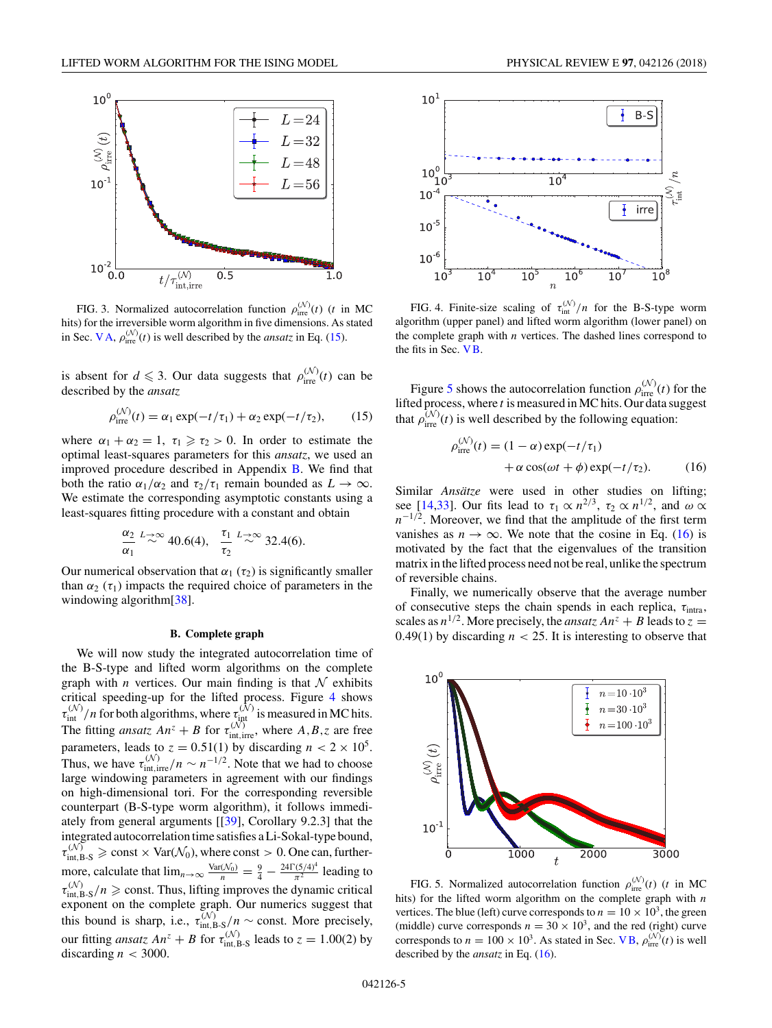FIG. 3. Normalized autocorrelation function $\rho_{\mathrm{irre}}^{(\mathcal{N})}(t)$ ($t$ in MC hits) for the irreversible worm algorithm in five dimensions. As stated in Sec. V A, $\rho_{\mathrm{irre}}^{(\mathcal{N})}(t)$ is well described by the *ansatz* in Eq. (15).

is absent for $d \leqslant 3$. Our data suggests that $\rho_{\mathrm{irre}}^{(\mathcal{N})}(t)$ can be described by the *ansatz*

$$\rho_{\mathrm{irre}}^{(\mathcal{N})}(t) = \alpha_1 \exp(-t/\tau_1) + \alpha_2 \exp(-t/\tau_2), \tag{15}$$

where $\alpha_1 + \alpha_2 = 1$, $\tau_1 \geqslant \tau_2 > 0$. In order to estimate the optimal least-squares parameters for this *ansatz*, we used an improved procedure described in Appendix B. We find that both the ratio $\alpha_1/\alpha_2$ and $\tau_2/\tau_1$ remain bounded as $L \to \infty$. We estimate the corresponding asymptotic constants using a least-squares fitting procedure with a constant and obtain

$$\frac{\alpha_2}{\alpha_1} \overset{L\to\infty}{\sim} 40.6(4), \quad \frac{\tau_1}{\tau_2} \overset{L\to\infty}{\sim} 32.4(6).$$

Our numerical observation that $\alpha_1$ ($\tau_2$) is significantly smaller than $\alpha_2$ ($\tau_1$) impacts the required choice of parameters in the windowing algorithm[38].

### B. Complete graph

We will now study the integrated autocorrelation time of the B-S-type and lifted worm algorithms on the complete graph with $n$ vertices. Our main finding is that $\mathcal{N}$ exhibits critical speeding-up for the lifted process. Figure 4 shows $\tau_{\mathrm{int}}^{(\mathcal{N})}/n$ for both algorithms, where $\tau_{\mathrm{int}}^{(\mathcal{N})}$ is measured in MC hits. The fitting *ansatz* $An^z + B$ for $\tau_{\mathrm{int,irre}}^{(\mathcal{N})}$, where $A,B,z$ are free parameters, leads to $z = 0.51(1)$ by discarding $n < 2 \times 10^5$. Thus, we have $\tau_{\mathrm{int,irre}}^{(\mathcal{N})}/n \sim n^{-1/2}$. Note that we had to choose large windowing parameters in agreement with our findings on high-dimensional tori. For the corresponding reversible counterpart (B-S-type worm algorithm), it follows immediately from general arguments [[39], Corollary 9.2.3] that the integrated autocorrelation time satisfies a Li-Sokal-type bound, $\tau_{\mathrm{int,B\text{-}S}}^{(\mathcal{N})} \geqslant \mathrm{const} \times \mathrm{Var}(\mathcal{N}_0)$, where const $> 0$. One can, furthermore, calculate that $\lim_{n\to\infty} \frac{\mathrm{Var}(\mathcal{N}_0)}{n} = \frac{9}{4} - \frac{24\Gamma(5/4)^4}{\pi^2}$ leading to $\tau_{\mathrm{int,B\text{-}S}}^{(\mathcal{N})}/n \geqslant \mathrm{const}$. Thus, lifting improves the dynamic critical exponent on the complete graph. Our numerics suggest that this bound is sharp, i.e., $\tau_{\mathrm{int,B\text{-}S}}^{(\mathcal{N})}/n \sim \mathrm{const}$. More precisely, our fitting *ansatz* $An^z + B$ for $\tau_{\mathrm{int,B\text{-}S}}^{(\mathcal{N})}$ leads to $z = 1.00(2)$ by discarding $n < 3000$.

FIG. 4. Finite-size scaling of $\tau_{\mathrm{int}}^{(\mathcal{N})}/n$ for the B-S-type worm algorithm (upper panel) and lifted worm algorithm (lower panel) on the complete graph with $n$ vertices. The dashed lines correspond to the fits in Sec. V B.

Figure 5 shows the autocorrelation function $\rho_{\mathrm{irre}}^{(\mathcal{N})}(t)$ for the lifted process, where $t$ is measured in MC hits. Our data suggest that $\rho_{\mathrm{irre}}^{(\mathcal{N})}(t)$ is well described by the following equation:

$$\begin{aligned}\rho_{\mathrm{irre}}^{(\mathcal{N})}(t) = {} & (1-\alpha)\exp(-t/\tau_1) \\ & + \alpha \cos(\omega t + \phi)\exp(-t/\tau_2).\end{aligned} \tag{16}$$

Similar *Ansätze* were used in other studies on lifting; see [14,33]. Our fits lead to $\tau_1 \propto n^{2/3}$, $\tau_2 \propto n^{1/2}$, and $\omega \propto n^{-1/2}$. Moreover, we find that the amplitude of the first term vanishes as $n \to \infty$. We note that the cosine in Eq. (16) is motivated by the fact that the eigenvalues of the transition matrix in the lifted process need not be real, unlike the spectrum of reversible chains.

Finally, we numerically observe that the average number of consecutive steps the chain spends in each replica, $\tau_{\mathrm{intra}}$, scales as $n^{1/2}$. More precisely, the *ansatz* $An^z + B$ leads to $z = 0.49(1)$ by discarding $n < 25$. It is interesting to observe that

FIG. 5. Normalized autocorrelation function $\rho_{\mathrm{irre}}^{(\mathcal{N})}(t)$ ($t$ in MC hits) for the lifted worm algorithm on the complete graph with $n$ vertices. The blue (left) curve corresponds to $n = 10 \times 10^3$, the green (middle) curve corresponds $n = 30 \times 10^3$, and the red (right) curve corresponds to $n = 100 \times 10^3$. As stated in Sec. V B, $\rho_{\mathrm{irre}}^{(\mathcal{N})}(t)$ is well described by the *ansatz* in Eq. (16).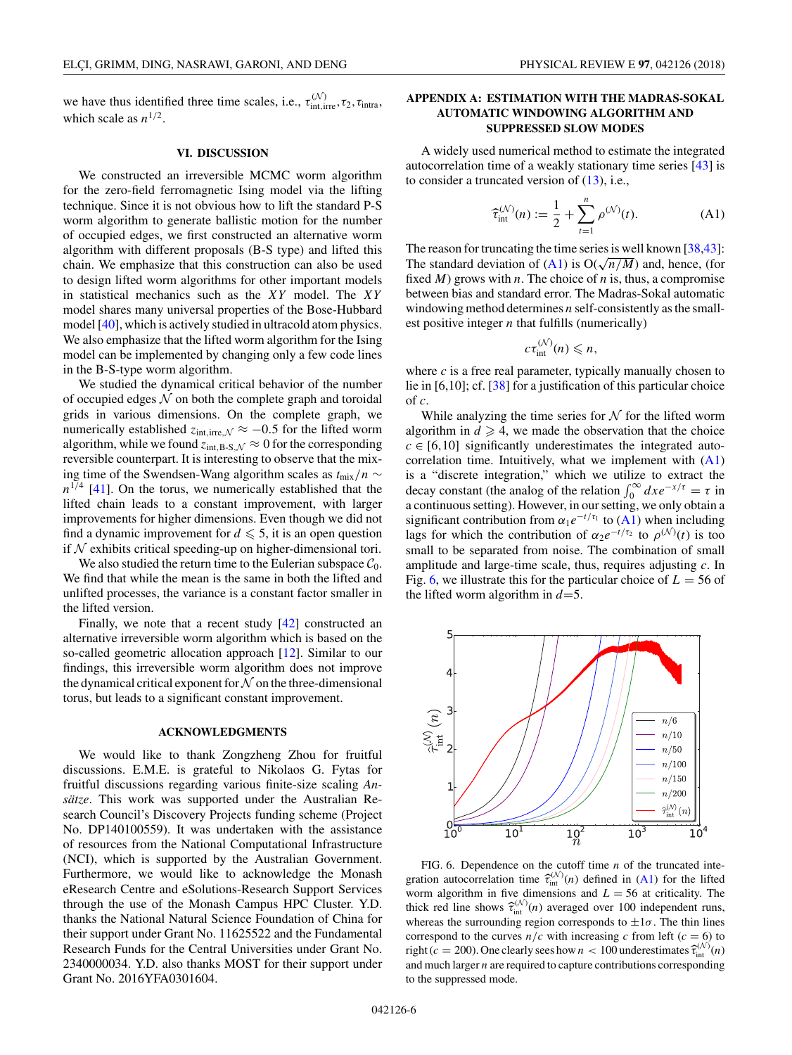we have thus identified three time scales, i.e., $\tau_{\text{int,irre}}^{(\mathcal{N})}, \tau_2, \tau_{\text{intra}}$, which scale as $n^{1/2}$.

## VI. DISCUSSION

We constructed an irreversible MCMC worm algorithm for the zero-field ferromagnetic Ising model via the lifting technique. Since it is not obvious how to lift the standard P-S worm algorithm to generate ballistic motion for the number of occupied edges, we first constructed an alternative worm algorithm with different proposals (B-S type) and lifted this chain. We emphasize that this construction can also be used to design lifted worm algorithms for other important models in statistical mechanics such as the *XY* model. The *XY* model shares many universal properties of the Bose-Hubbard model [40], which is actively studied in ultracold atom physics. We also emphasize that the lifted worm algorithm for the Ising model can be implemented by changing only a few code lines in the B-S-type worm algorithm.

We studied the dynamical critical behavior of the number of occupied edges $\mathcal{N}$ on both the complete graph and toroidal grids in various dimensions. On the complete graph, we numerically established $z_{\text{int,irre},\mathcal{N}} \approx -0.5$ for the lifted worm algorithm, while we found $z_{\text{int,B-S},\mathcal{N}} \approx 0$ for the corresponding reversible counterpart. It is interesting to observe that the mixing time of the Swendsen-Wang algorithm scales as $t_{\text{mix}}/n \sim n^{1/4}$ [41]. On the torus, we numerically established that the lifted chain leads to a constant improvement, with larger improvements for higher dimensions. Even though we did not find a dynamic improvement for $d \leqslant 5$, it is an open question if $\mathcal{N}$ exhibits critical speeding-up on higher-dimensional tori.

We also studied the return time to the Eulerian subspace $\mathcal{C}_0$. We find that while the mean is the same in both the lifted and unlifted processes, the variance is a constant factor smaller in the lifted version.

Finally, we note that a recent study [42] constructed an alternative irreversible worm algorithm which is based on the so-called geometric allocation approach [12]. Similar to our findings, this irreversible worm algorithm does not improve the dynamical critical exponent for $\mathcal{N}$ on the three-dimensional torus, but leads to a significant constant improvement.

## ACKNOWLEDGMENTS

We would like to thank Zongzheng Zhou for fruitful discussions. E.M.E. is grateful to Nikolaos G. Fytas for fruitful discussions regarding various finite-size scaling *Ansätze*. This work was supported under the Australian Research Council's Discovery Projects funding scheme (Project No. DP140100559). It was undertaken with the assistance of resources from the National Computational Infrastructure (NCI), which is supported by the Australian Government. Furthermore, we would like to acknowledge the Monash eResearch Centre and eSolutions-Research Support Services through the use of the Monash Campus HPC Cluster. Y.D. thanks the National Natural Science Foundation of China for their support under Grant No. 11625522 and the Fundamental Research Funds for the Central Universities under Grant No. 2340000034. Y.D. also thanks MOST for their support under Grant No. 2016YFA0301604.

## APPENDIX A: ESTIMATION WITH THE MADRAS-SOKAL AUTOMATIC WINDOWING ALGORITHM AND SUPPRESSED SLOW MODES

A widely used numerical method to estimate the integrated autocorrelation time of a weakly stationary time series [43] is to consider a truncated version of (13), i.e.,

$$\widehat{\tau}_{\text{int}}^{(\mathcal{N})}(n) := \frac{1}{2} + \sum_{t=1}^{n} \rho^{(\mathcal{N})}(t). \tag{A1}$$

The reason for truncating the time series is well known [38,43]: The standard deviation of (A1) is $O(\sqrt{n/M})$ and, hence, (for fixed $M$) grows with $n$. The choice of $n$ is, thus, a compromise between bias and standard error. The Madras-Sokal automatic windowing method determines $n$ self-consistently as the smallest positive integer $n$ that fulfills (numerically)

$$c\tau_{\text{int}}^{(\mathcal{N})}(n) \leqslant n,$$

where $c$ is a free real parameter, typically manually chosen to lie in [6,10]; cf. [38] for a justification of this particular choice of $c$.

While analyzing the time series for $\mathcal{N}$ for the lifted worm algorithm in $d \geqslant 4$, we made the observation that the choice $c \in [6,10]$ significantly underestimates the integrated autocorrelation time. Intuitively, what we implement with (A1) is a "discrete integration," which we utilize to extract the decay constant (the analog of the relation $\int_0^\infty dx e^{-x/\tau} = \tau$ in a continuous setting). However, in our setting, we only obtain a significant contribution from $\alpha_1 e^{-t/\tau_1}$ to (A1) when including lags for which the contribution of $\alpha_2 e^{-t/\tau_2}$ to $\rho^{(\mathcal{N})}(t)$ is too small to be separated from noise. The combination of small amplitude and large-time scale, thus, requires adjusting $c$. In Fig. 6, we illustrate this for the particular choice of $L = 56$ of the lifted worm algorithm in $d$=5.

FIG. 6. Dependence on the cutoff time $n$ of the truncated integration autocorrelation time $\widehat{\tau}_{\text{int}}^{(\mathcal{N})}(n)$ defined in (A1) for the lifted worm algorithm in five dimensions and $L = 56$ at criticality. The thick red line shows $\widehat{\tau}_{\text{int}}^{(\mathcal{N})}(n)$ averaged over 100 independent runs, whereas the surrounding region corresponds to $\pm 1\sigma$. The thin lines correspond to the curves $n/c$ with increasing $c$ from left ($c = 6$) to right ($c = 200$). One clearly sees how $n < 100$ underestimates $\widehat{\tau}_{\text{int}}^{(\mathcal{N})}(n)$ and much larger $n$ are required to capture contributions corresponding to the suppressed mode.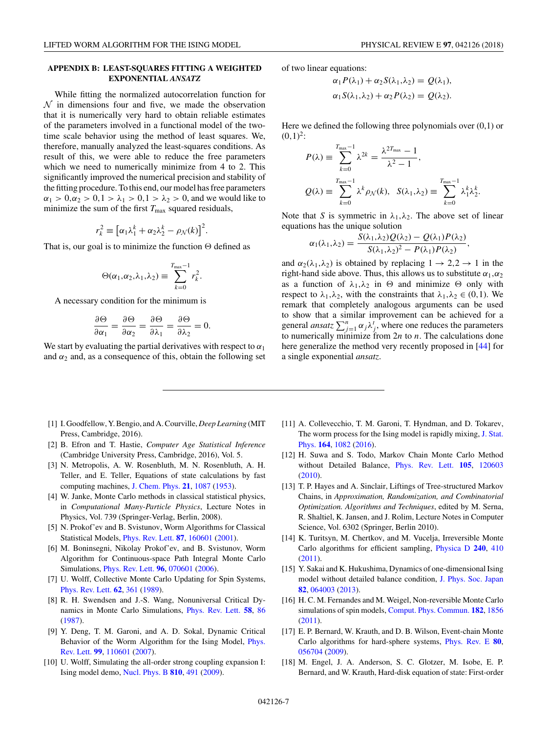## APPENDIX B: LEAST-SQUARES FITTING A WEIGHTED EXPONENTIAL *ANSATZ*

While fitting the normalized autocorrelation function for $\mathcal{N}$ in dimensions four and five, we made the observation that it is numerically very hard to obtain reliable estimates of the parameters involved in a functional model of the two-time scale behavior using the method of least squares. We, therefore, manually analyzed the least-squares conditions. As result of this, we were able to reduce the free parameters which we need to numerically minimize from 4 to 2. This significantly improved the numerical precision and stability of the fitting procedure. To this end, our model has free parameters $\alpha_1 > 0, \alpha_2 > 0, 1 > \lambda_1 > 0, 1 > \lambda_2 > 0$, and we would like to minimize the sum of the first $T_{\max}$ squared residuals,

$$r_k^2 \equiv \left[\alpha_1 \lambda_1^k + \alpha_2 \lambda_2^k - \rho_{\mathcal{N}}(k)\right]^2.$$

That is, our goal is to minimize the function $\Theta$ defined as

$$\Theta(\alpha_1,\alpha_2,\lambda_1,\lambda_2) \equiv \sum_{k=0}^{T_{\max}-1} r_k^2.$$

A necessary condition for the minimum is

$$\frac{\partial \Theta}{\partial \alpha_1} = \frac{\partial \Theta}{\partial \alpha_2} = \frac{\partial \Theta}{\partial \lambda_1} = \frac{\partial \Theta}{\partial \lambda_2} = 0.$$

We start by evaluating the partial derivatives with respect to $\alpha_1$ and $\alpha_2$ and, as a consequence of this, obtain the following set of two linear equations:

$$\alpha_1 P(\lambda_1) + \alpha_2 S(\lambda_1,\lambda_2) = Q(\lambda_1),$$
$$\alpha_1 S(\lambda_1,\lambda_2) + \alpha_2 P(\lambda_2) = Q(\lambda_2).$$

Here we defined the following three polynomials over (0,1) or $(0,1)^2$:

$$P(\lambda) \equiv \sum_{k=0}^{T_{\max}-1} \lambda^{2k} = \frac{\lambda^{2T_{\max}} - 1}{\lambda^2 - 1},$$

$$Q(\lambda) \equiv \sum_{k=0}^{T_{\max}-1} \lambda^k \rho_{\mathcal{N}}(k), \quad S(\lambda_1,\lambda_2) \equiv \sum_{k=0}^{T_{\max}-1} \lambda_1^k \lambda_2^k.$$

Note that $S$ is symmetric in $\lambda_1,\lambda_2$. The above set of linear equations has the unique solution

$$\alpha_1(\lambda_1,\lambda_2) = \frac{S(\lambda_1,\lambda_2)Q(\lambda_2) - Q(\lambda_1)P(\lambda_2)}{S(\lambda_1,\lambda_2)^2 - P(\lambda_1)P(\lambda_2)},$$

and $\alpha_2(\lambda_1,\lambda_2)$ is obtained by replacing $1 \to 2, 2 \to 1$ in the right-hand side above. Thus, this allows us to substitute $\alpha_1,\alpha_2$ as a function of $\lambda_1,\lambda_2$ in $\Theta$ and minimize $\Theta$ only with respect to $\lambda_1,\lambda_2$, with the constraints that $\lambda_1,\lambda_2 \in (0,1)$. We remark that completely analogous arguments can be used to show that a similar improvement can be achieved for a general *ansatz* $\sum_{j=1}^{n} \alpha_j \lambda_j^t$, where one reduces the parameters to numerically minimize from $2n$ to $n$. The calculations done here generalize the method very recently proposed in [44] for a single exponential *ansatz*.

---

[1] I. Goodfellow, Y. Bengio, and A. Courville, *Deep Learning* (MIT Press, Cambridge, 2016).

[2] B. Efron and T. Hastie, *Computer Age Statistical Inference* (Cambridge University Press, Cambridge, 2016), Vol. 5.

[3] N. Metropolis, A. W. Rosenbluth, M. N. Rosenbluth, A. H. Teller, and E. Teller, Equations of state calculations by fast computing machines, J. Chem. Phys. **21**, 1087 (1953).

[4] W. Janke, Monte Carlo methods in classical statistical physics, in *Computational Many-Particle Physics*, Lecture Notes in Physics, Vol. 739 (Springer-Verlag, Berlin, 2008).

[5] N. Prokof'ev and B. Svistunov, Worm Algorithms for Classical Statistical Models, Phys. Rev. Lett. **87**, 160601 (2001).

[6] M. Boninsegni, Nikolay Prokof'ev, and B. Svistunov, Worm Algorithm for Continuous-space Path Integral Monte Carlo Simulations, Phys. Rev. Lett. **96**, 070601 (2006).

[7] U. Wolff, Collective Monte Carlo Updating for Spin Systems, Phys. Rev. Lett. **62**, 361 (1989).

[8] R. H. Swendsen and J.-S. Wang, Nonuniversal Critical Dynamics in Monte Carlo Simulations, Phys. Rev. Lett. **58**, 86 (1987).

[9] Y. Deng, T. M. Garoni, and A. D. Sokal, Dynamic Critical Behavior of the Worm Algorithm for the Ising Model, Phys. Rev. Lett. **99**, 110601 (2007).

[10] U. Wolff, Simulating the all-order strong coupling expansion I: Ising model demo, Nucl. Phys. B **810**, 491 (2009).

[11] A. Collevecchio, T. M. Garoni, T. Hyndman, and D. Tokarev, The worm process for the Ising model is rapidly mixing, J. Stat. Phys. **164**, 1082 (2016).

[12] H. Suwa and S. Todo, Markov Chain Monte Carlo Method without Detailed Balance, Phys. Rev. Lett. **105**, 120603 (2010).

[13] T. P. Hayes and A. Sinclair, Liftings of Tree-structured Markov Chains, in *Approximation, Randomization, and Combinatorial Optimization. Algorithms and Techniques*, edited by M. Serna, R. Shaltiel, K. Jansen, and J. Rolim, Lecture Notes in Computer Science, Vol. 6302 (Springer, Berlin 2010).

[14] K. Turitsyn, M. Chertkov, and M. Vucelja, Irreversible Monte Carlo algorithms for efficient sampling, Physica D **240**, 410 (2011).

[15] Y. Sakai and K. Hukushima, Dynamics of one-dimensional Ising model without detailed balance condition, J. Phys. Soc. Japan **82**, 064003 (2013).

[16] H. C. M. Fernandes and M. Weigel, Non-reversible Monte Carlo simulations of spin models, Comput. Phys. Commun. **182**, 1856 (2011).

[17] E. P. Bernard, W. Krauth, and D. B. Wilson, Event-chain Monte Carlo algorithms for hard-sphere systems, Phys. Rev. E **80**, 056704 (2009).

[18] M. Engel, J. A. Anderson, S. C. Glotzer, M. Isobe, E. P. Bernard, and W. Krauth, Hard-disk equation of state: First-order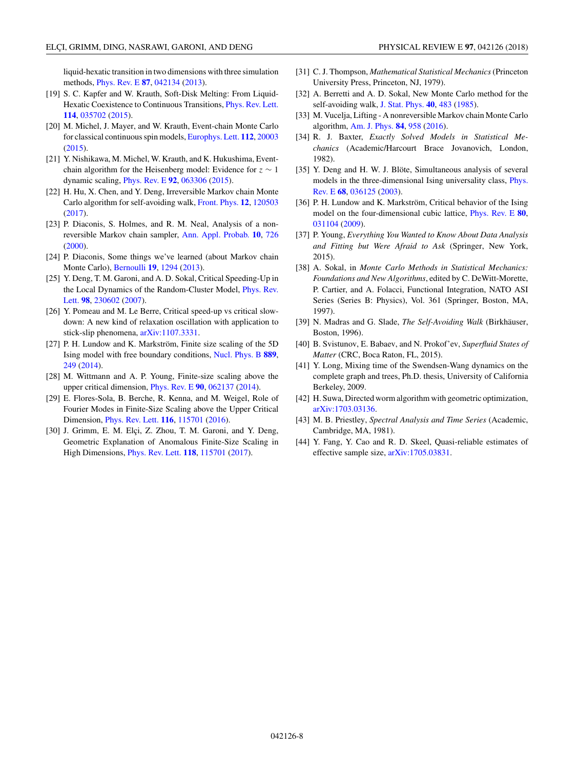liquid-hexatic transition in two dimensions with three simulation methods, Phys. Rev. E **87**, 042134 (2013).

[19] S. C. Kapfer and W. Krauth, Soft-Disk Melting: From Liquid-Hexatic Coexistence to Continuous Transitions, Phys. Rev. Lett. **114**, 035702 (2015).

[20] M. Michel, J. Mayer, and W. Krauth, Event-chain Monte Carlo for classical continuous spin models, Europhys. Lett. **112**, 20003 (2015).

[21] Y. Nishikawa, M. Michel, W. Krauth, and K. Hukushima, Event-chain algorithm for the Heisenberg model: Evidence for $z \sim 1$ dynamic scaling, Phys. Rev. E **92**, 063306 (2015).

[22] H. Hu, X. Chen, and Y. Deng, Irreversible Markov chain Monte Carlo algorithm for self-avoiding walk, Front. Phys. **12**, 120503 (2017).

[23] P. Diaconis, S. Holmes, and R. M. Neal, Analysis of a non-reversible Markov chain sampler, Ann. Appl. Probab. **10**, 726 (2000).

[24] P. Diaconis, Some things we've learned (about Markov chain Monte Carlo), Bernoulli **19**, 1294 (2013).

[25] Y. Deng, T. M. Garoni, and A. D. Sokal, Critical Speeding-Up in the Local Dynamics of the Random-Cluster Model, Phys. Rev. Lett. **98**, 230602 (2007).

[26] Y. Pomeau and M. Le Berre, Critical speed-up vs critical slow-down: A new kind of relaxation oscillation with application to stick-slip phenomena, arXiv:1107.3331.

[27] P. H. Lundow and K. Markström, Finite size scaling of the 5D Ising model with free boundary conditions, Nucl. Phys. B **889**, 249 (2014).

[28] M. Wittmann and A. P. Young, Finite-size scaling above the upper critical dimension, Phys. Rev. E **90**, 062137 (2014).

[29] E. Flores-Sola, B. Berche, R. Kenna, and M. Weigel, Role of Fourier Modes in Finite-Size Scaling above the Upper Critical Dimension, Phys. Rev. Lett. **116**, 115701 (2016).

[30] J. Grimm, E. M. Elçi, Z. Zhou, T. M. Garoni, and Y. Deng, Geometric Explanation of Anomalous Finite-Size Scaling in High Dimensions, Phys. Rev. Lett. **118**, 115701 (2017).

[31] C. J. Thompson, *Mathematical Statistical Mechanics* (Princeton University Press, Princeton, NJ, 1979).

[32] A. Berretti and A. D. Sokal, New Monte Carlo method for the self-avoiding walk, J. Stat. Phys. **40**, 483 (1985).

[33] M. Vucelja, Lifting - A nonreversible Markov chain Monte Carlo algorithm, Am. J. Phys. **84**, 958 (2016).

[34] R. J. Baxter, *Exactly Solved Models in Statistical Mechanics* (Academic/Harcourt Brace Jovanovich, London, 1982).

[35] Y. Deng and H. W. J. Blöte, Simultaneous analysis of several models in the three-dimensional Ising universality class, Phys. Rev. E **68**, 036125 (2003).

[36] P. H. Lundow and K. Markström, Critical behavior of the Ising model on the four-dimensional cubic lattice, Phys. Rev. E **80**, 031104 (2009).

[37] P. Young, *Everything You Wanted to Know About Data Analysis and Fitting but Were Afraid to Ask* (Springer, New York, 2015).

[38] A. Sokal, in *Monte Carlo Methods in Statistical Mechanics: Foundations and New Algorithms*, edited by C. DeWitt-Morette, P. Cartier, and A. Folacci, Functional Integration, NATO ASI Series (Series B: Physics), Vol. 361 (Springer, Boston, MA, 1997).

[39] N. Madras and G. Slade, *The Self-Avoiding Walk* (Birkhäuser, Boston, 1996).

[40] B. Svistunov, E. Babaev, and N. Prokof'ev, *Superfluid States of Matter* (CRC, Boca Raton, FL, 2015).

[41] Y. Long, Mixing time of the Swendsen-Wang dynamics on the complete graph and trees, Ph.D. thesis, University of California Berkeley, 2009.

[42] H. Suwa, Directed worm algorithm with geometric optimization, arXiv:1703.03136.

[43] M. B. Priestley, *Spectral Analysis and Time Series* (Academic, Cambridge, MA, 1981).

[44] Y. Fang, Y. Cao and R. D. Skeel, Quasi-reliable estimates of effective sample size, arXiv:1705.03831.